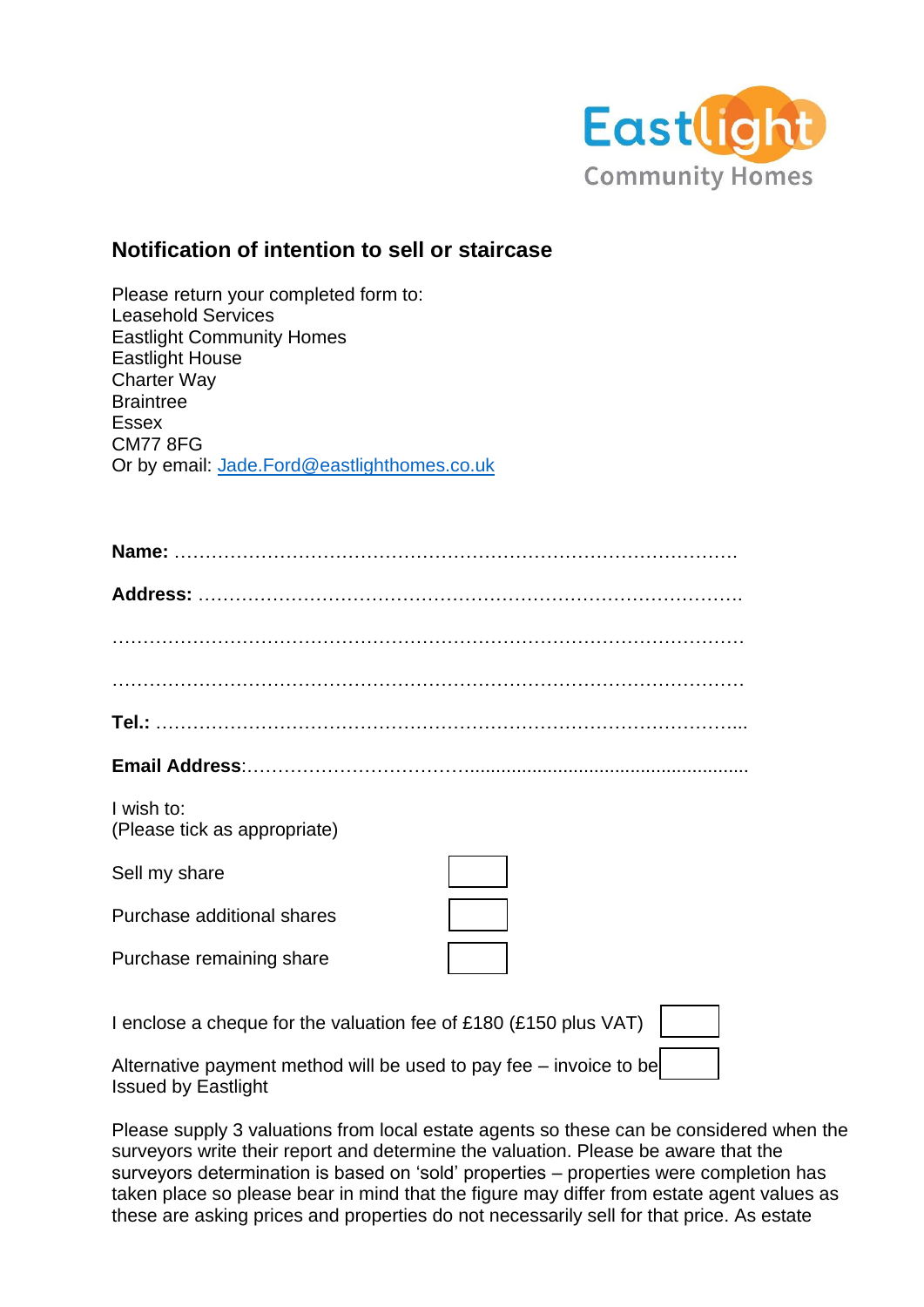Eastlight Community Homes

## Notification of intention to sell or staircase

Please return your completed form to:
Leasehold Services
Eastlight Community Homes
Eastlight House
Charter Way
Braintree
Essex
CM77 8FG
Or by email: Jade.Ford@eastlighthomes.co.uk

**Name:** ……………………………………………………………………………………

**Address:** ………………………………………………………………………………

……………………………………………………………………………………………

……………………………………………………………………………………………

**Tel.:** ……………………………………………………………………………………...

**Email Address**:……………………………….....................................................

I wish to:
(Please tick as appropriate)

Sell my share ☐

Purchase additional shares ☐

Purchase remaining share ☐

I enclose a cheque for the valuation fee of £180 (£150 plus VAT) ☐

Alternative payment method will be used to pay fee – invoice to be Issued by Eastlight ☐

Please supply 3 valuations from local estate agents so these can be considered when the surveyors write their report and determine the valuation. Please be aware that the surveyors determination is based on 'sold' properties – properties were completion has taken place so please bear in mind that the figure may differ from estate agent values as these are asking prices and properties do not necessarily sell for that price. As estate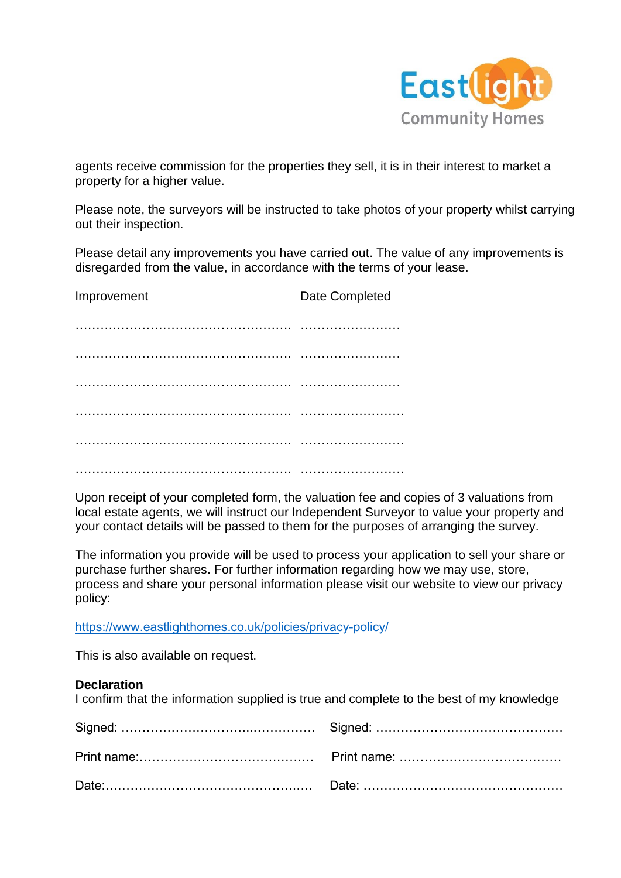agents receive commission for the properties they sell, it is in their interest to market a property for a higher value.

Please note, the surveyors will be instructed to take photos of your property whilst carrying out their inspection.

Please detail any improvements you have carried out. The value of any improvements is disregarded from the value, in accordance with the terms of your lease.

| Improvement | Date Completed |
|---|---|
| …………………………………………… | …………………… |
| …………………………………………… | …………………… |
| …………………………………………… | …………………… |
| …………………………………………… | …………………… |
| …………………………………………… | …………………… |
| …………………………………………… | …………………… |

Upon receipt of your completed form, the valuation fee and copies of 3 valuations from local estate agents, we will instruct our Independent Surveyor to value your property and your contact details will be passed to them for the purposes of arranging the survey.

The information you provide will be used to process your application to sell your share or purchase further shares. For further information regarding how we may use, store, process and share your personal information please visit our website to view our privacy policy:

https://www.eastlighthomes.co.uk/policies/privacy-policy/

This is also available on request.

**Declaration**
I confirm that the information supplied is true and complete to the best of my knowledge

Signed: ……………………………………… Signed: ………………………………………

Print name:…………………………………… Print name: …………………………………

Date:………………………………………… Date: ………………………………………